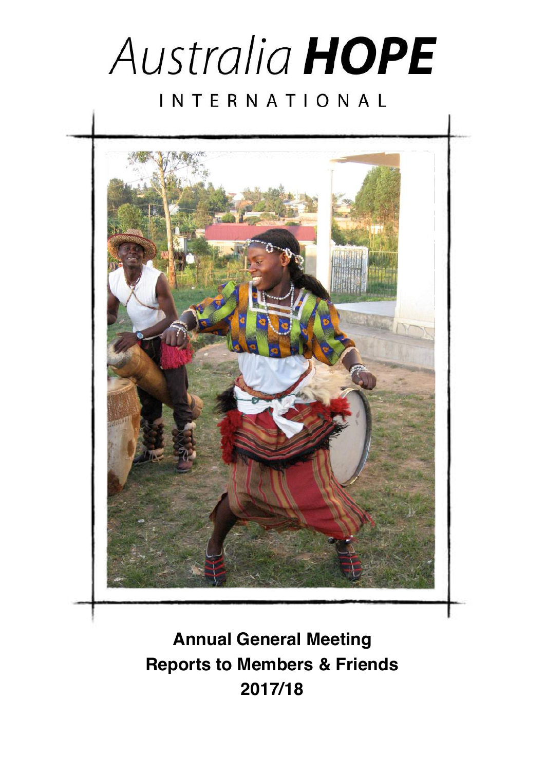# Australia **HOPE**

INTERNATIONAL

**Annual General Meeting**
**Reports to Members & Friends**
**2017/18**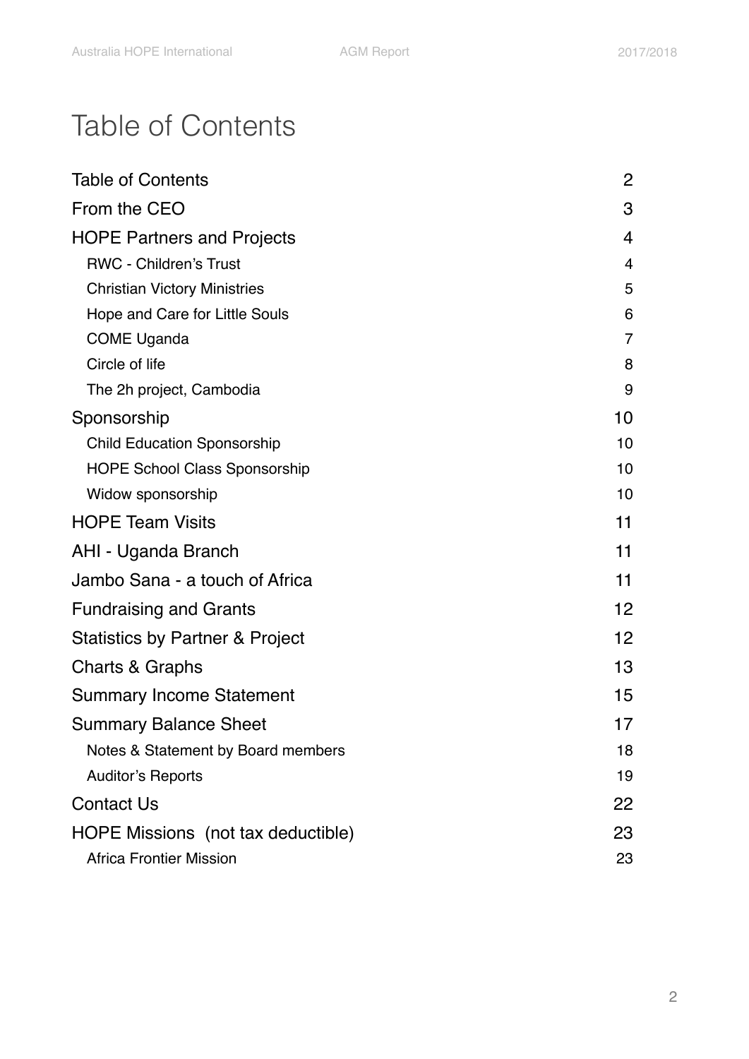# Table of Contents

| | |
|---|---|
| Table of Contents | 2 |
| From the CEO | 3 |
| HOPE Partners and Projects | 4 |
| RWC - Children's Trust | 4 |
| Christian Victory Ministries | 5 |
| Hope and Care for Little Souls | 6 |
| COME Uganda | 7 |
| Circle of life | 8 |
| The 2h project, Cambodia | 9 |
| Sponsorship | 10 |
| Child Education Sponsorship | 10 |
| HOPE School Class Sponsorship | 10 |
| Widow sponsorship | 10 |
| HOPE Team Visits | 11 |
| AHI - Uganda Branch | 11 |
| Jambo Sana - a touch of Africa | 11 |
| Fundraising and Grants | 12 |
| Statistics by Partner & Project | 12 |
| Charts & Graphs | 13 |
| Summary Income Statement | 15 |
| Summary Balance Sheet | 17 |
| Notes & Statement by Board members | 18 |
| Auditor's Reports | 19 |
| Contact Us | 22 |
| HOPE Missions (not tax deductible) | 23 |
| Africa Frontier Mission | 23 |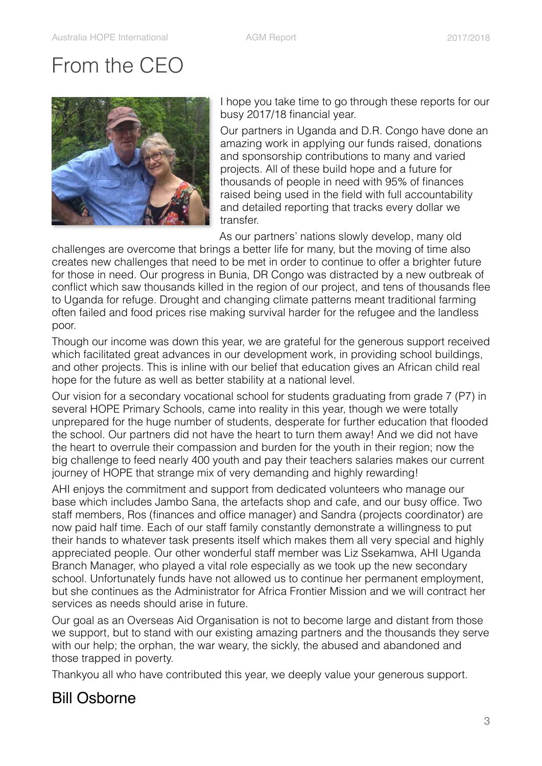# From the CEO

I hope you take time to go through these reports for our busy 2017/18 financial year.

Our partners in Uganda and D.R. Congo have done an amazing work in applying our funds raised, donations and sponsorship contributions to many and varied projects. All of these build hope and a future for thousands of people in need with 95% of finances raised being used in the field with full accountability and detailed reporting that tracks every dollar we transfer.

As our partners' nations slowly develop, many old challenges are overcome that brings a better life for many, but the moving of time also creates new challenges that need to be met in order to continue to offer a brighter future for those in need. Our progress in Bunia, DR Congo was distracted by a new outbreak of conflict which saw thousands killed in the region of our project, and tens of thousands flee to Uganda for refuge. Drought and changing climate patterns meant traditional farming often failed and food prices rise making survival harder for the refugee and the landless poor.

Though our income was down this year, we are grateful for the generous support received which facilitated great advances in our development work, in providing school buildings, and other projects. This is inline with our belief that education gives an African child real hope for the future as well as better stability at a national level.

Our vision for a secondary vocational school for students graduating from grade 7 (P7) in several HOPE Primary Schools, came into reality in this year, though we were totally unprepared for the huge number of students, desperate for further education that flooded the school. Our partners did not have the heart to turn them away! And we did not have the heart to overrule their compassion and burden for the youth in their region; now the big challenge to feed nearly 400 youth and pay their teachers salaries makes our current journey of HOPE that strange mix of very demanding and highly rewarding!

AHI enjoys the commitment and support from dedicated volunteers who manage our base which includes Jambo Sana, the artefacts shop and cafe, and our busy office. Two staff members, Ros (finances and office manager) and Sandra (projects coordinator) are now paid half time. Each of our staff family constantly demonstrate a willingness to put their hands to whatever task presents itself which makes them all very special and highly appreciated people. Our other wonderful staff member was Liz Ssekamwa, AHI Uganda Branch Manager, who played a vital role especially as we took up the new secondary school. Unfortunately funds have not allowed us to continue her permanent employment, but she continues as the Administrator for Africa Frontier Mission and we will contract her services as needs should arise in future.

Our goal as an Overseas Aid Organisation is not to become large and distant from those we support, but to stand with our existing amazing partners and the thousands they serve with our help; the orphan, the war weary, the sickly, the abused and abandoned and those trapped in poverty.

Thankyou all who have contributed this year, we deeply value your generous support.

## Bill Osborne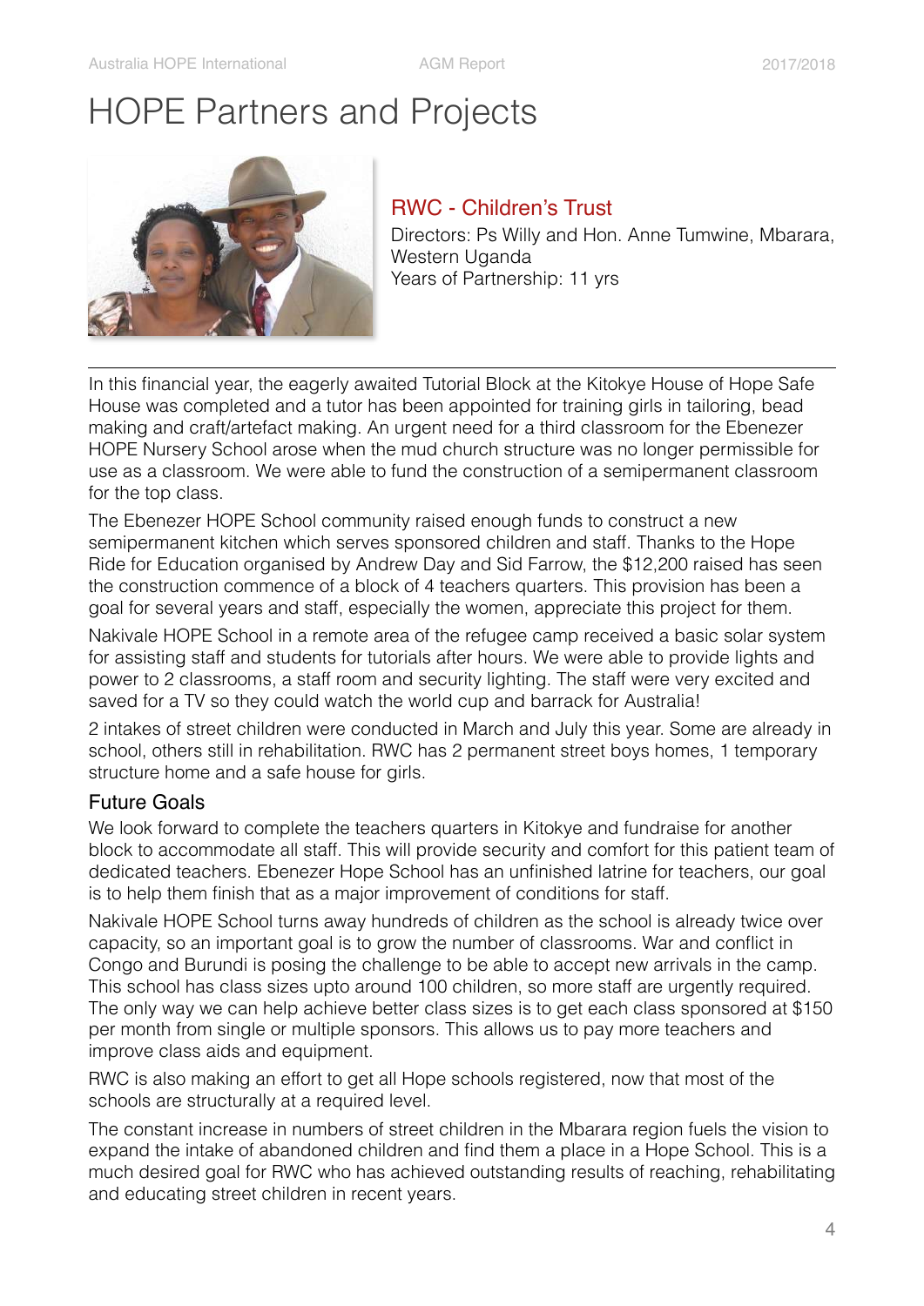# HOPE Partners and Projects

## RWC - Children's Trust

Directors: Ps Willy and Hon. Anne Tumwine, Mbarara, Western Uganda
Years of Partnership: 11 yrs

---

In this financial year, the eagerly awaited Tutorial Block at the Kitokye House of Hope Safe House was completed and a tutor has been appointed for training girls in tailoring, bead making and craft/artefact making. An urgent need for a third classroom for the Ebenezer HOPE Nursery School arose when the mud church structure was no longer permissible for use as a classroom. We were able to fund the construction of a semipermanent classroom for the top class.

The Ebenezer HOPE School community raised enough funds to construct a new semipermanent kitchen which serves sponsored children and staff. Thanks to the Hope Ride for Education organised by Andrew Day and Sid Farrow, the $12,200 raised has seen the construction commence of a block of 4 teachers quarters. This provision has been a goal for several years and staff, especially the women, appreciate this project for them.

Nakivale HOPE School in a remote area of the refugee camp received a basic solar system for assisting staff and students for tutorials after hours. We were able to provide lights and power to 2 classrooms, a staff room and security lighting. The staff were very excited and saved for a TV so they could watch the world cup and barrack for Australia!

2 intakes of street children were conducted in March and July this year. Some are already in school, others still in rehabilitation. RWC has 2 permanent street boys homes, 1 temporary structure home and a safe house for girls.

### Future Goals

We look forward to complete the teachers quarters in Kitokye and fundraise for another block to accommodate all staff. This will provide security and comfort for this patient team of dedicated teachers. Ebenezer Hope School has an unfinished latrine for teachers, our goal is to help them finish that as a major improvement of conditions for staff.

Nakivale HOPE School turns away hundreds of children as the school is already twice over capacity, so an important goal is to grow the number of classrooms. War and conflict in Congo and Burundi is posing the challenge to be able to accept new arrivals in the camp. This school has class sizes upto around 100 children, so more staff are urgently required. The only way we can help achieve better class sizes is to get each class sponsored at $150 per month from single or multiple sponsors. This allows us to pay more teachers and improve class aids and equipment.

RWC is also making an effort to get all Hope schools registered, now that most of the schools are structurally at a required level.

The constant increase in numbers of street children in the Mbarara region fuels the vision to expand the intake of abandoned children and find them a place in a Hope School. This is a much desired goal for RWC who has achieved outstanding results of reaching, rehabilitating and educating street children in recent years.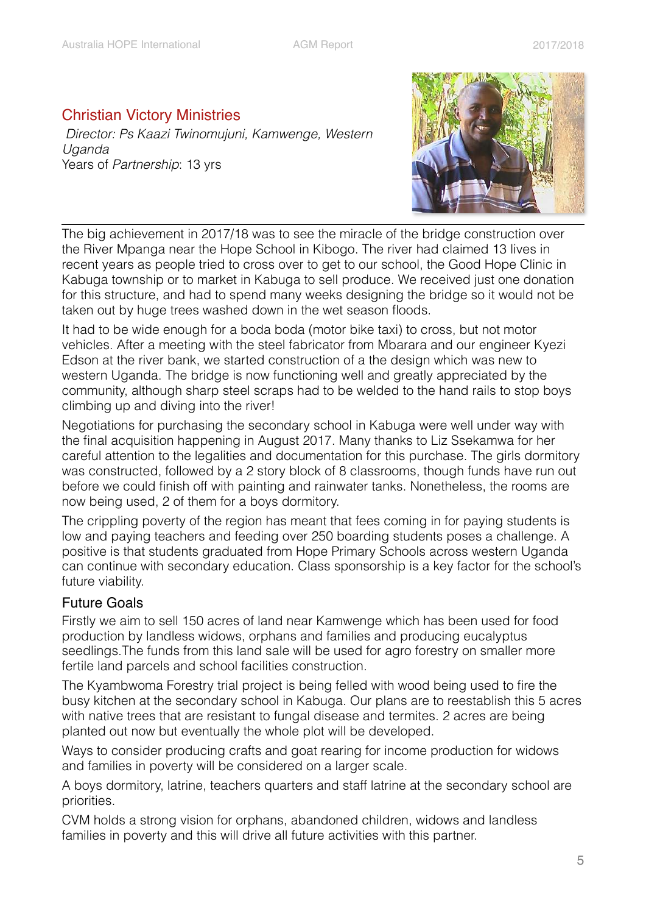## Christian Victory Ministries

*Director: Ps Kaazi Twinomujuni, Kamwenge, Western Uganda*

Years of *Partnership*: 13 yrs

---

The big achievement in 2017/18 was to see the miracle of the bridge construction over the River Mpanga near the Hope School in Kibogo. The river had claimed 13 lives in recent years as people tried to cross over to get to our school, the Good Hope Clinic in Kabuga township or to market in Kabuga to sell produce. We received just one donation for this structure, and had to spend many weeks designing the bridge so it would not be taken out by huge trees washed down in the wet season floods.

It had to be wide enough for a boda boda (motor bike taxi) to cross, but not motor vehicles. After a meeting with the steel fabricator from Mbarara and our engineer Kyezi Edson at the river bank, we started construction of a the design which was new to western Uganda. The bridge is now functioning well and greatly appreciated by the community, although sharp steel scraps had to be welded to the hand rails to stop boys climbing up and diving into the river!

Negotiations for purchasing the secondary school in Kabuga were well under way with the final acquisition happening in August 2017. Many thanks to Liz Ssekamwa for her careful attention to the legalities and documentation for this purchase. The girls dormitory was constructed, followed by a 2 story block of 8 classrooms, though funds have run out before we could finish off with painting and rainwater tanks. Nonetheless, the rooms are now being used, 2 of them for a boys dormitory.

The crippling poverty of the region has meant that fees coming in for paying students is low and paying teachers and feeding over 250 boarding students poses a challenge. A positive is that students graduated from Hope Primary Schools across western Uganda can continue with secondary education. Class sponsorship is a key factor for the school's future viability.

### Future Goals

Firstly we aim to sell 150 acres of land near Kamwenge which has been used for food production by landless widows, orphans and families and producing eucalyptus seedlings.The funds from this land sale will be used for agro forestry on smaller more fertile land parcels and school facilities construction.

The Kyambwoma Forestry trial project is being felled with wood being used to fire the busy kitchen at the secondary school in Kabuga. Our plans are to reestablish this 5 acres with native trees that are resistant to fungal disease and termites. 2 acres are being planted out now but eventually the whole plot will be developed.

Ways to consider producing crafts and goat rearing for income production for widows and families in poverty will be considered on a larger scale.

A boys dormitory, latrine, teachers quarters and staff latrine at the secondary school are priorities.

CVM holds a strong vision for orphans, abandoned children, widows and landless families in poverty and this will drive all future activities with this partner.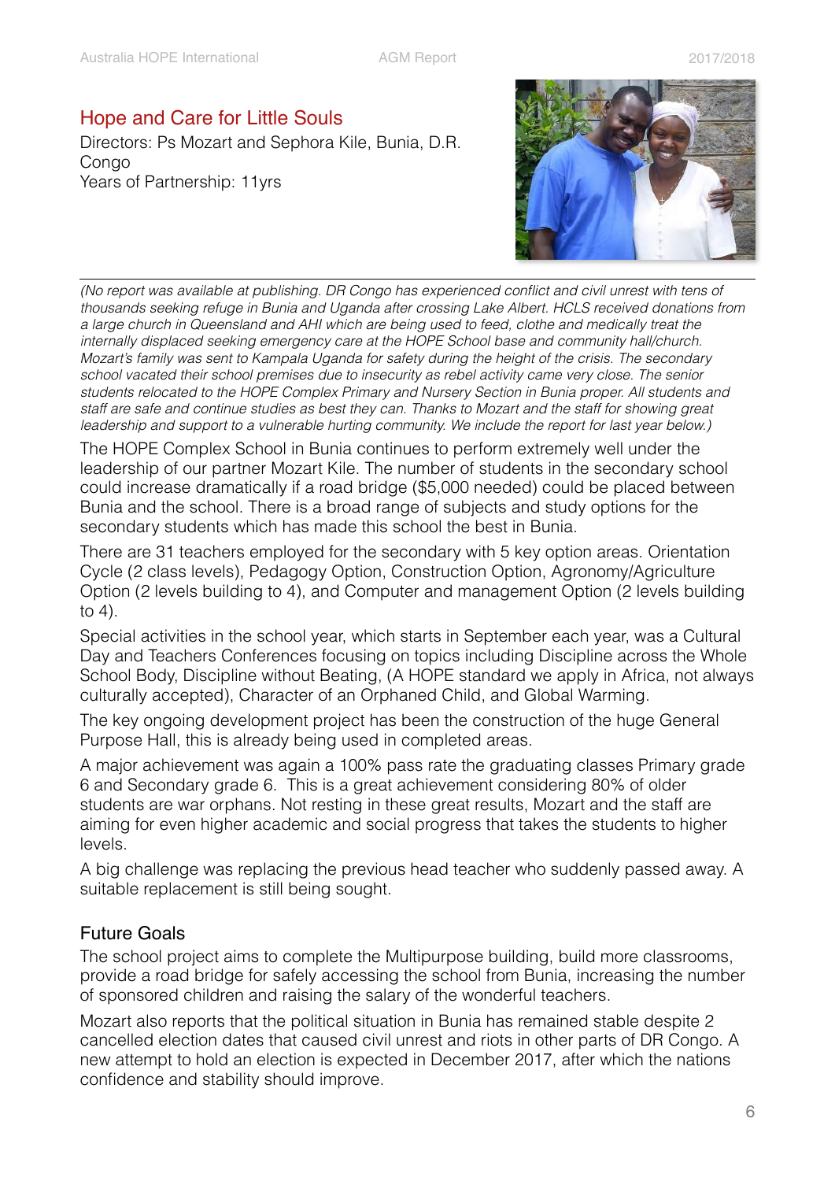## Hope and Care for Little Souls

Directors: Ps Mozart and Sephora Kile, Bunia, D.R. Congo
Years of Partnership: 11yrs

---

*(No report was available at publishing. DR Congo has experienced conflict and civil unrest with tens of thousands seeking refuge in Bunia and Uganda after crossing Lake Albert. HCLS received donations from a large church in Queensland and AHI which are being used to feed, clothe and medically treat the internally displaced seeking emergency care at the HOPE School base and community hall/church. Mozart's family was sent to Kampala Uganda for safety during the height of the crisis. The secondary school vacated their school premises due to insecurity as rebel activity came very close. The senior students relocated to the HOPE Complex Primary and Nursery Section in Bunia proper. All students and staff are safe and continue studies as best they can. Thanks to Mozart and the staff for showing great leadership and support to a vulnerable hurting community. We include the report for last year below.)*

The HOPE Complex School in Bunia continues to perform extremely well under the leadership of our partner Mozart Kile. The number of students in the secondary school could increase dramatically if a road bridge ($5,000 needed) could be placed between Bunia and the school. There is a broad range of subjects and study options for the secondary students which has made this school the best in Bunia.

There are 31 teachers employed for the secondary with 5 key option areas. Orientation Cycle (2 class levels), Pedagogy Option, Construction Option, Agronomy/Agriculture Option (2 levels building to 4), and Computer and management Option (2 levels building to 4).

Special activities in the school year, which starts in September each year, was a Cultural Day and Teachers Conferences focusing on topics including Discipline across the Whole School Body, Discipline without Beating, (A HOPE standard we apply in Africa, not always culturally accepted), Character of an Orphaned Child, and Global Warming.

The key ongoing development project has been the construction of the huge General Purpose Hall, this is already being used in completed areas.

A major achievement was again a 100% pass rate the graduating classes Primary grade 6 and Secondary grade 6. This is a great achievement considering 80% of older students are war orphans. Not resting in these great results, Mozart and the staff are aiming for even higher academic and social progress that takes the students to higher levels.

A big challenge was replacing the previous head teacher who suddenly passed away. A suitable replacement is still being sought.

### Future Goals

The school project aims to complete the Multipurpose building, build more classrooms, provide a road bridge for safely accessing the school from Bunia, increasing the number of sponsored children and raising the salary of the wonderful teachers.

Mozart also reports that the political situation in Bunia has remained stable despite 2 cancelled election dates that caused civil unrest and riots in other parts of DR Congo. A new attempt to hold an election is expected in December 2017, after which the nations confidence and stability should improve.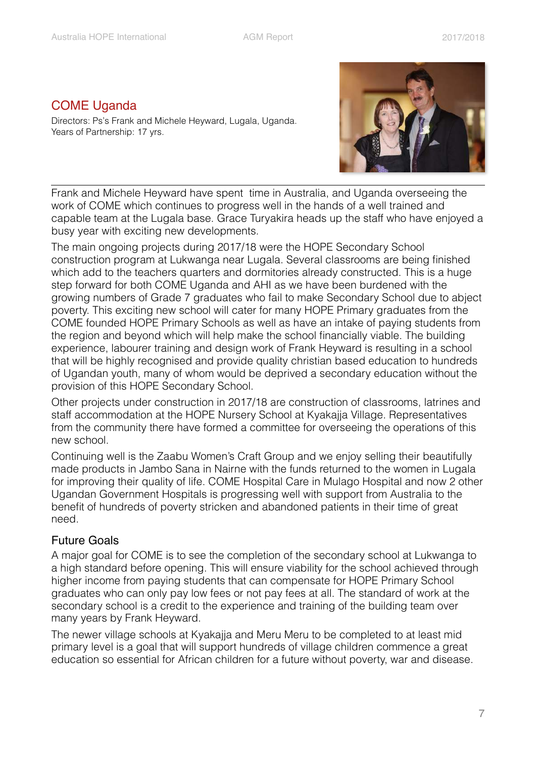## COME Uganda

Directors: Ps's Frank and Michele Heyward, Lugala, Uganda.
Years of Partnership: 17 yrs.

---

Frank and Michele Heyward have spent time in Australia, and Uganda overseeing the work of COME which continues to progress well in the hands of a well trained and capable team at the Lugala base. Grace Turyakira heads up the staff who have enjoyed a busy year with exciting new developments.

The main ongoing projects during 2017/18 were the HOPE Secondary School construction program at Lukwanga near Lugala. Several classrooms are being finished which add to the teachers quarters and dormitories already constructed. This is a huge step forward for both COME Uganda and AHI as we have been burdened with the growing numbers of Grade 7 graduates who fail to make Secondary School due to abject poverty. This exciting new school will cater for many HOPE Primary graduates from the COME founded HOPE Primary Schools as well as have an intake of paying students from the region and beyond which will help make the school financially viable. The building experience, labourer training and design work of Frank Heyward is resulting in a school that will be highly recognised and provide quality christian based education to hundreds of Ugandan youth, many of whom would be deprived a secondary education without the provision of this HOPE Secondary School.

Other projects under construction in 2017/18 are construction of classrooms, latrines and staff accommodation at the HOPE Nursery School at Kyakajja Village. Representatives from the community there have formed a committee for overseeing the operations of this new school.

Continuing well is the Zaabu Women's Craft Group and we enjoy selling their beautifully made products in Jambo Sana in Nairne with the funds returned to the women in Lugala for improving their quality of life. COME Hospital Care in Mulago Hospital and now 2 other Ugandan Government Hospitals is progressing well with support from Australia to the benefit of hundreds of poverty stricken and abandoned patients in their time of great need.

### Future Goals

A major goal for COME is to see the completion of the secondary school at Lukwanga to a high standard before opening. This will ensure viability for the school achieved through higher income from paying students that can compensate for HOPE Primary School graduates who can only pay low fees or not pay fees at all. The standard of work at the secondary school is a credit to the experience and training of the building team over many years by Frank Heyward.

The newer village schools at Kyakajja and Meru Meru to be completed to at least mid primary level is a goal that will support hundreds of village children commence a great education so essential for African children for a future without poverty, war and disease.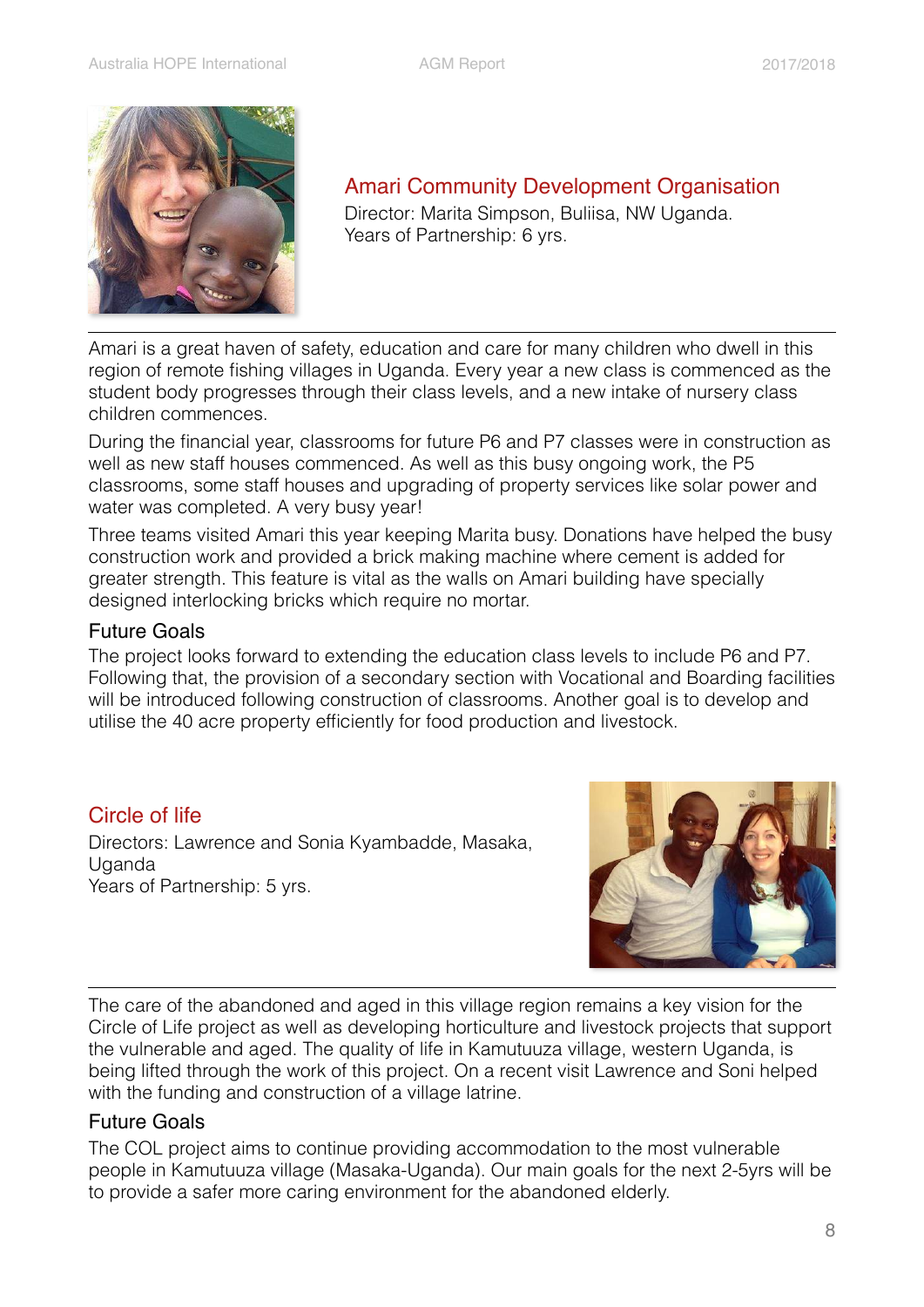## Amari Community Development Organisation

Director: Marita Simpson, Buliisa, NW Uganda.
Years of Partnership: 6 yrs.

Amari is a great haven of safety, education and care for many children who dwell in this region of remote fishing villages in Uganda. Every year a new class is commenced as the student body progresses through their class levels, and a new intake of nursery class children commences.

During the financial year, classrooms for future P6 and P7 classes were in construction as well as new staff houses commenced. As well as this busy ongoing work, the P5 classrooms, some staff houses and upgrading of property services like solar power and water was completed. A very busy year!

Three teams visited Amari this year keeping Marita busy. Donations have helped the busy construction work and provided a brick making machine where cement is added for greater strength. This feature is vital as the walls on Amari building have specially designed interlocking bricks which require no mortar.

### Future Goals

The project looks forward to extending the education class levels to include P6 and P7. Following that, the provision of a secondary section with Vocational and Boarding facilities will be introduced following construction of classrooms. Another goal is to develop and utilise the 40 acre property efficiently for food production and livestock.

## Circle of life

Directors: Lawrence and Sonia Kyambadde, Masaka, Uganda
Years of Partnership: 5 yrs.

The care of the abandoned and aged in this village region remains a key vision for the Circle of Life project as well as developing horticulture and livestock projects that support the vulnerable and aged. The quality of life in Kamutuuza village, western Uganda, is being lifted through the work of this project. On a recent visit Lawrence and Soni helped with the funding and construction of a village latrine.

### Future Goals

The COL project aims to continue providing accommodation to the most vulnerable people in Kamutuuza village (Masaka-Uganda). Our main goals for the next 2-5yrs will be to provide a safer more caring environment for the abandoned elderly.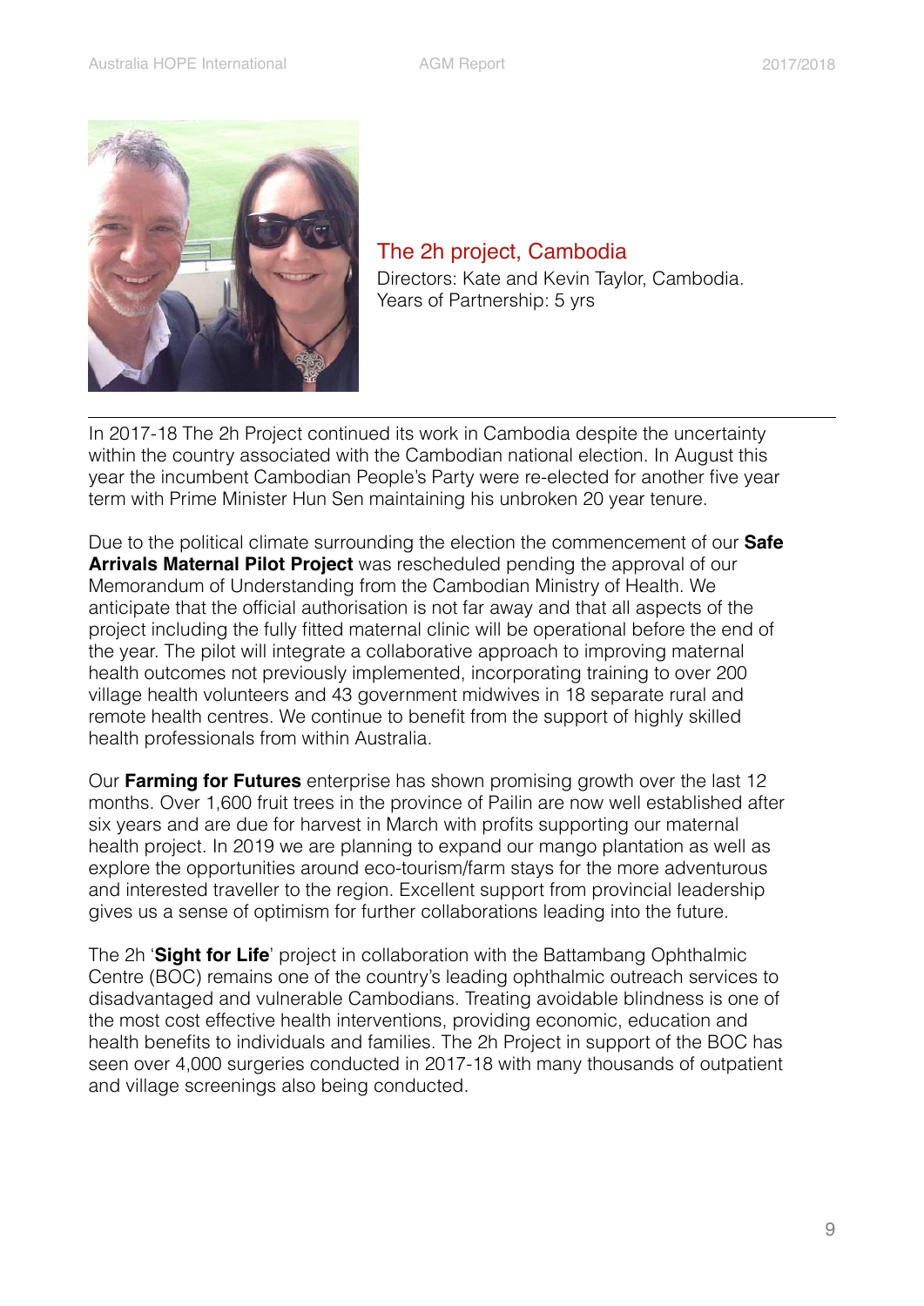## The 2h project, Cambodia

Directors: Kate and Kevin Taylor, Cambodia.
Years of Partnership: 5 yrs

---

In 2017-18 The 2h Project continued its work in Cambodia despite the uncertainty within the country associated with the Cambodian national election. In August this year the incumbent Cambodian People's Party were re-elected for another five year term with Prime Minister Hun Sen maintaining his unbroken 20 year tenure.

Due to the political climate surrounding the election the commencement of our **Safe Arrivals Maternal Pilot Project** was rescheduled pending the approval of our Memorandum of Understanding from the Cambodian Ministry of Health. We anticipate that the official authorisation is not far away and that all aspects of the project including the fully fitted maternal clinic will be operational before the end of the year. The pilot will integrate a collaborative approach to improving maternal health outcomes not previously implemented, incorporating training to over 200 village health volunteers and 43 government midwives in 18 separate rural and remote health centres. We continue to benefit from the support of highly skilled health professionals from within Australia.

Our **Farming for Futures** enterprise has shown promising growth over the last 12 months. Over 1,600 fruit trees in the province of Pailin are now well established after six years and are due for harvest in March with profits supporting our maternal health project. In 2019 we are planning to expand our mango plantation as well as explore the opportunities around eco-tourism/farm stays for the more adventurous and interested traveller to the region. Excellent support from provincial leadership gives us a sense of optimism for further collaborations leading into the future.

The 2h '**Sight for Life**' project in collaboration with the Battambang Ophthalmic Centre (BOC) remains one of the country's leading ophthalmic outreach services to disadvantaged and vulnerable Cambodians. Treating avoidable blindness is one of the most cost effective health interventions, providing economic, education and health benefits to individuals and families. The 2h Project in support of the BOC has seen over 4,000 surgeries conducted in 2017-18 with many thousands of outpatient and village screenings also being conducted.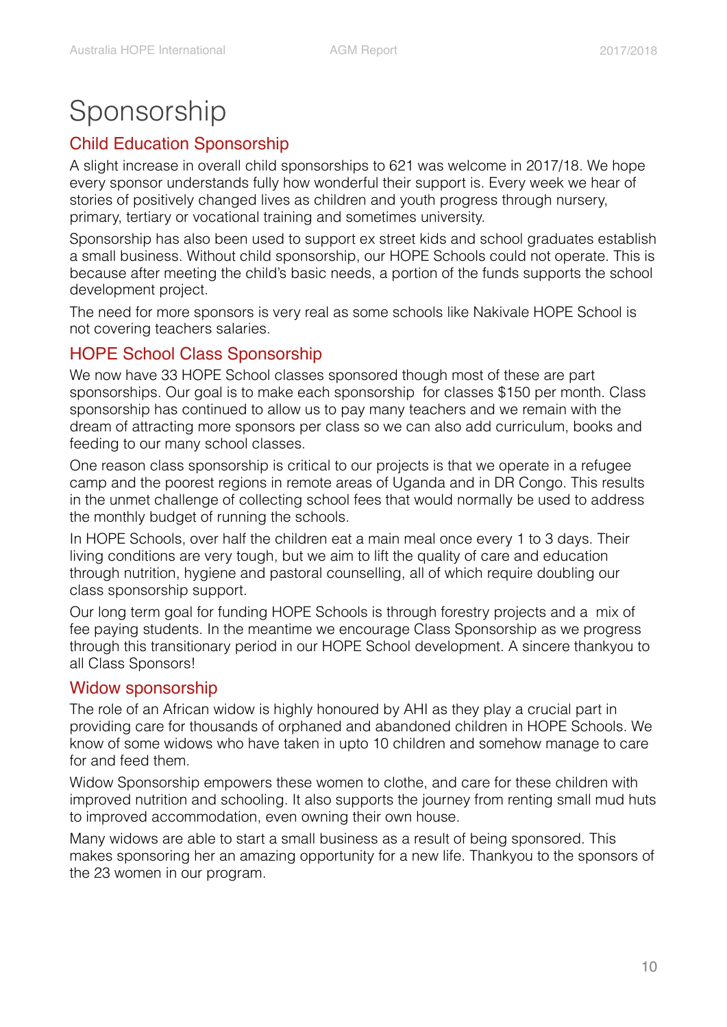# Sponsorship

## Child Education Sponsorship

A slight increase in overall child sponsorships to 621 was welcome in 2017/18. We hope every sponsor understands fully how wonderful their support is. Every week we hear of stories of positively changed lives as children and youth progress through nursery, primary, tertiary or vocational training and sometimes university.

Sponsorship has also been used to support ex street kids and school graduates establish a small business. Without child sponsorship, our HOPE Schools could not operate. This is because after meeting the child's basic needs, a portion of the funds supports the school development project.

The need for more sponsors is very real as some schools like Nakivale HOPE School is not covering teachers salaries.

## HOPE School Class Sponsorship

We now have 33 HOPE School classes sponsored though most of these are part sponsorships. Our goal is to make each sponsorship for classes $150 per month. Class sponsorship has continued to allow us to pay many teachers and we remain with the dream of attracting more sponsors per class so we can also add curriculum, books and feeding to our many school classes.

One reason class sponsorship is critical to our projects is that we operate in a refugee camp and the poorest regions in remote areas of Uganda and in DR Congo. This results in the unmet challenge of collecting school fees that would normally be used to address the monthly budget of running the schools.

In HOPE Schools, over half the children eat a main meal once every 1 to 3 days. Their living conditions are very tough, but we aim to lift the quality of care and education through nutrition, hygiene and pastoral counselling, all of which require doubling our class sponsorship support.

Our long term goal for funding HOPE Schools is through forestry projects and a mix of fee paying students. In the meantime we encourage Class Sponsorship as we progress through this transitionary period in our HOPE School development. A sincere thankyou to all Class Sponsors!

## Widow sponsorship

The role of an African widow is highly honoured by AHI as they play a crucial part in providing care for thousands of orphaned and abandoned children in HOPE Schools. We know of some widows who have taken in upto 10 children and somehow manage to care for and feed them.

Widow Sponsorship empowers these women to clothe, and care for these children with improved nutrition and schooling. It also supports the journey from renting small mud huts to improved accommodation, even owning their own house.

Many widows are able to start a small business as a result of being sponsored. This makes sponsoring her an amazing opportunity for a new life. Thankyou to the sponsors of the 23 women in our program.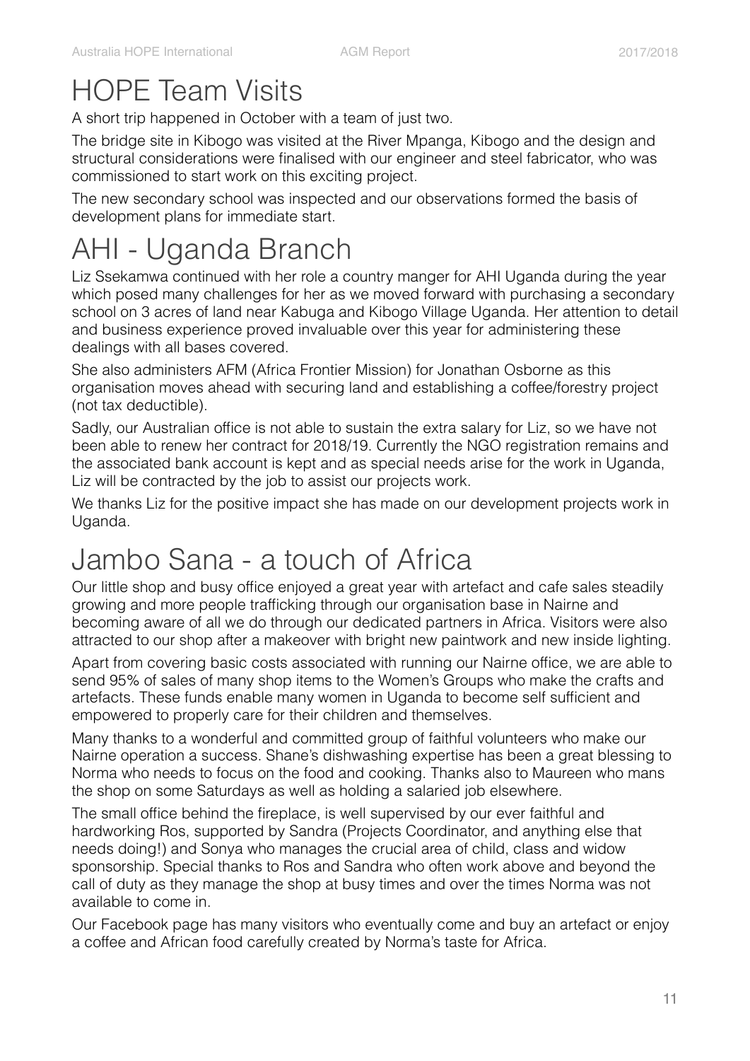# HOPE Team Visits

A short trip happened in October with a team of just two.

The bridge site in Kibogo was visited at the River Mpanga, Kibogo and the design and structural considerations were finalised with our engineer and steel fabricator, who was commissioned to start work on this exciting project.

The new secondary school was inspected and our observations formed the basis of development plans for immediate start.

# AHI - Uganda Branch

Liz Ssekamwa continued with her role a country manger for AHI Uganda during the year which posed many challenges for her as we moved forward with purchasing a secondary school on 3 acres of land near Kabuga and Kibogo Village Uganda. Her attention to detail and business experience proved invaluable over this year for administering these dealings with all bases covered.

She also administers AFM (Africa Frontier Mission) for Jonathan Osborne as this organisation moves ahead with securing land and establishing a coffee/forestry project (not tax deductible).

Sadly, our Australian office is not able to sustain the extra salary for Liz, so we have not been able to renew her contract for 2018/19. Currently the NGO registration remains and the associated bank account is kept and as special needs arise for the work in Uganda, Liz will be contracted by the job to assist our projects work.

We thanks Liz for the positive impact she has made on our development projects work in Uganda.

# Jambo Sana - a touch of Africa

Our little shop and busy office enjoyed a great year with artefact and cafe sales steadily growing and more people trafficking through our organisation base in Nairne and becoming aware of all we do through our dedicated partners in Africa. Visitors were also attracted to our shop after a makeover with bright new paintwork and new inside lighting.

Apart from covering basic costs associated with running our Nairne office, we are able to send 95% of sales of many shop items to the Women's Groups who make the crafts and artefacts. These funds enable many women in Uganda to become self sufficient and empowered to properly care for their children and themselves.

Many thanks to a wonderful and committed group of faithful volunteers who make our Nairne operation a success. Shane's dishwashing expertise has been a great blessing to Norma who needs to focus on the food and cooking. Thanks also to Maureen who mans the shop on some Saturdays as well as holding a salaried job elsewhere.

The small office behind the fireplace, is well supervised by our ever faithful and hardworking Ros, supported by Sandra (Projects Coordinator, and anything else that needs doing!) and Sonya who manages the crucial area of child, class and widow sponsorship. Special thanks to Ros and Sandra who often work above and beyond the call of duty as they manage the shop at busy times and over the times Norma was not available to come in.

Our Facebook page has many visitors who eventually come and buy an artefact or enjoy a coffee and African food carefully created by Norma's taste for Africa.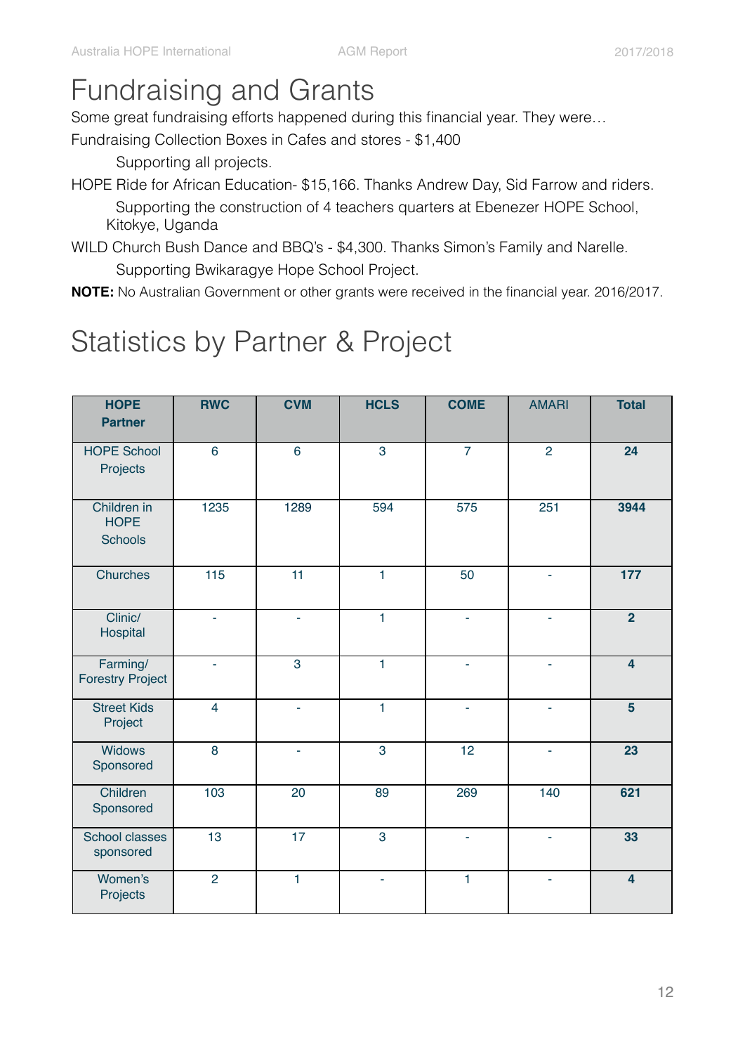# Fundraising and Grants

Some great fundraising efforts happened during this financial year. They were…

Fundraising Collection Boxes in Cafes and stores - $1,400

Supporting all projects.

HOPE Ride for African Education- $15,166. Thanks Andrew Day, Sid Farrow and riders.

Supporting the construction of 4 teachers quarters at Ebenezer HOPE School, Kitokye, Uganda

WILD Church Bush Dance and BBQ's - $4,300. Thanks Simon's Family and Narelle.

Supporting Bwikaragye Hope School Project.

**NOTE:** No Australian Government or other grants were received in the financial year. 2016/2017.

# Statistics by Partner & Project

| HOPE Partner | RWC | CVM | HCLS | COME | AMARI | Total |
|---|---|---|---|---|---|---|
| HOPE School Projects | 6 | 6 | 3 | 7 | 2 | **24** |
| Children in HOPE Schools | 1235 | 1289 | 594 | 575 | 251 | **3944** |
| Churches | 115 | 11 | 1 | 50 | - | **177** |
| Clinic/ Hospital | - | - | 1 | - | - | **2** |
| Farming/ Forestry Project | - | 3 | 1 | - | - | **4** |
| Street Kids Project | 4 | - | 1 | - | - | **5** |
| Widows Sponsored | 8 | - | 3 | 12 | - | **23** |
| Children Sponsored | 103 | 20 | 89 | 269 | 140 | **621** |
| School classes sponsored | 13 | 17 | 3 | - | - | **33** |
| Women's Projects | 2 | 1 | - | 1 | - | **4** |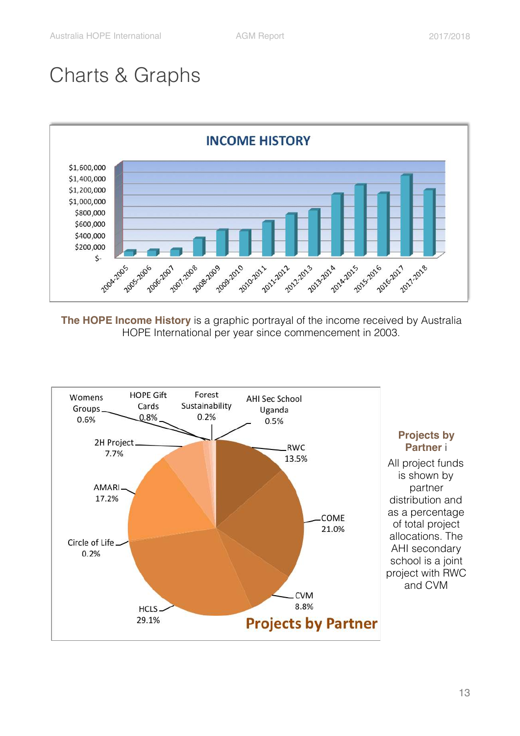# Charts & Graphs

**INCOME HISTORY**

**The HOPE Income History** is a graphic portrayal of the income received by Australia HOPE International per year since commencement in 2003.

**Projects by Partner**

| Partner | Percentage |
|---|---|
| Womens Groups | 0.6% |
| HOPE Gift Cards | 0.8% |
| Forest Sustainability | 0.2% |
| AHI Sec School Uganda | 0.5% |
| RWC | 13.5% |
| COME | 21.0% |
| CVM | 8.8% |
| HCLS | 29.1% |
| Circle of Life | 0.2% |
| AMARI | 17.2% |
| 2H Project | 7.7% |

**Projects by Partner** i

All project funds is shown by partner distribution and as a percentage of total project allocations. The AHI secondary school is a joint project with RWC and CVM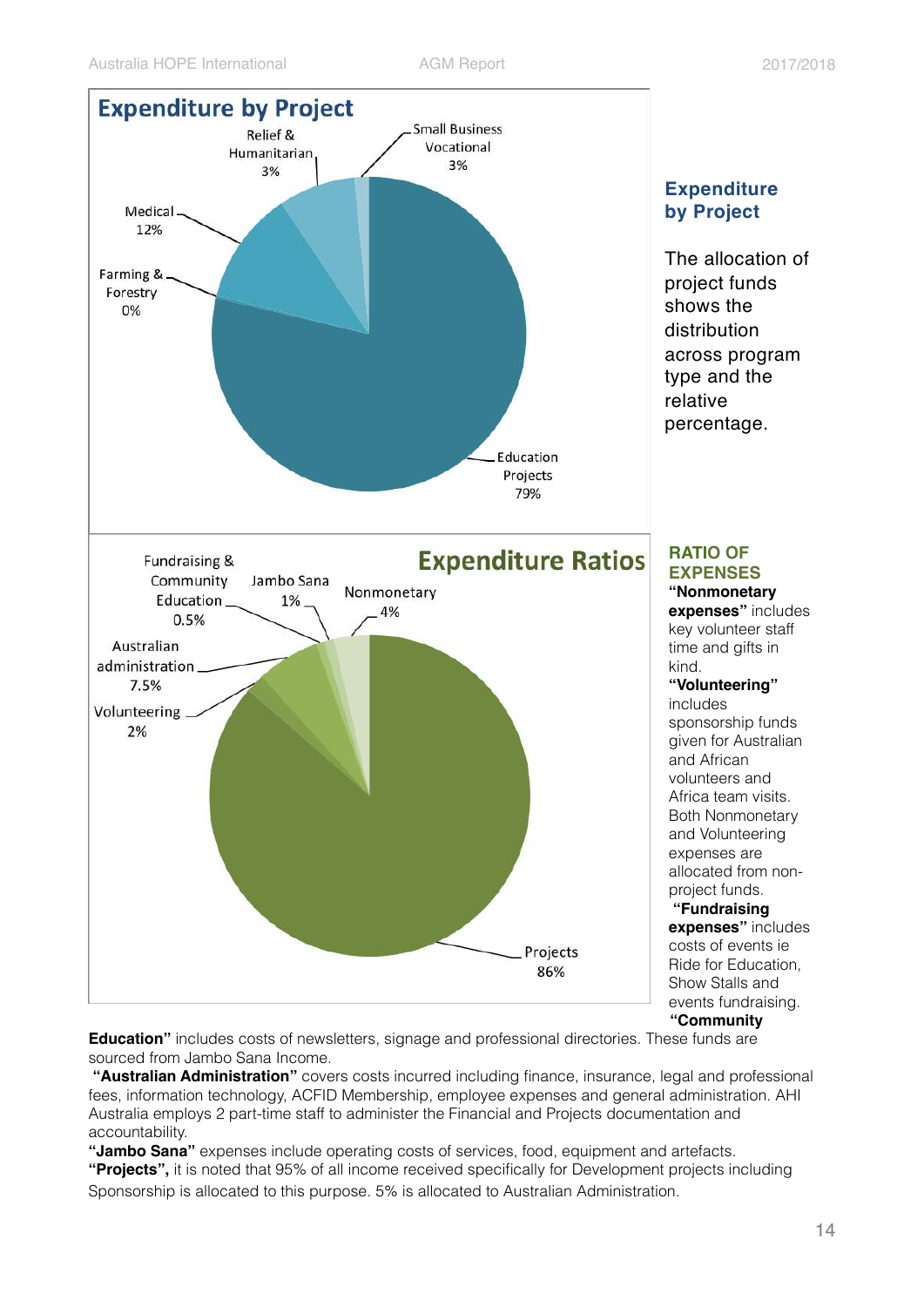## Expenditure by Project

Relief & Humanitarian 3%

Small Business Vocational 3%

Medical 12%

Farming & Forestry 0%

Education Projects 79%

### Expenditure by Project

The allocation of project funds shows the distribution across program type and the relative percentage.

## Expenditure Ratios

Fundraising & Community Education 0.5%

Jambo Sana 1%

Nonmonetary 4%

Australian administration 7.5%

Volunteering 2%

Projects 86%

### RATIO OF EXPENSES

**"Nonmonetary expenses"** includes key volunteer staff time and gifts in kind.

**"Volunteering"** includes sponsorship funds given for Australian and African volunteers and Africa team visits. Both Nonmonetary and Volunteering expenses are allocated from non-project funds.

**"Fundraising expenses"** includes costs of events ie Ride for Education, Show Stalls and events fundraising.

**"Community Education"** includes costs of newsletters, signage and professional directories. These funds are sourced from Jambo Sana Income.

**"Australian Administration"** covers costs incurred including finance, insurance, legal and professional fees, information technology, ACFID Membership, employee expenses and general administration. AHI Australia employs 2 part-time staff to administer the Financial and Projects documentation and accountability.

**"Jambo Sana"** expenses include operating costs of services, food, equipment and artefacts.

**"Projects",** it is noted that 95% of all income received specifically for Development projects including Sponsorship is allocated to this purpose. 5% is allocated to Australian Administration.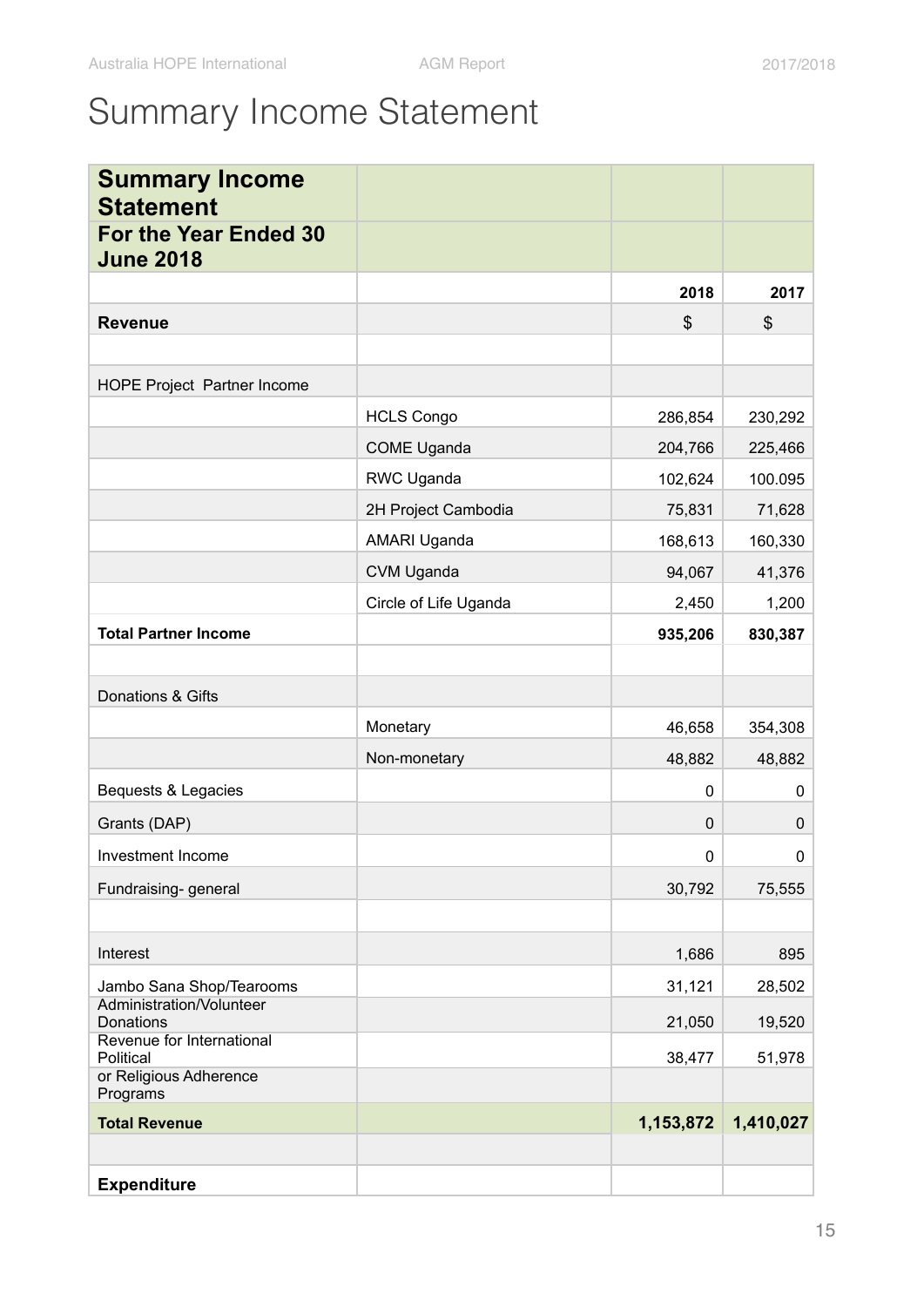# Summary Income Statement

| **Summary Income Statement** | | | |
|---|---|---|---|
| **For the Year Ended 30 June 2018** | | | |
| | | **2018** | **2017** |
| **Revenue** | | $ | $ |
| | | | |
| HOPE Project Partner Income | | | |
| | HCLS Congo | 286,854 | 230,292 |
| | COME Uganda | 204,766 | 225,466 |
| | RWC Uganda | 102,624 | 100.095 |
| | 2H Project Cambodia | 75,831 | 71,628 |
| | AMARI Uganda | 168,613 | 160,330 |
| | CVM Uganda | 94,067 | 41,376 |
| | Circle of Life Uganda | 2,450 | 1,200 |
| **Total Partner Income** | | **935,206** | **830,387** |
| | | | |
| Donations & Gifts | | | |
| | Monetary | 46,658 | 354,308 |
| | Non-monetary | 48,882 | 48,882 |
| Bequests & Legacies | | 0 | 0 |
| Grants (DAP) | | 0 | 0 |
| Investment Income | | 0 | 0 |
| Fundraising- general | | 30,792 | 75,555 |
| | | | |
| Interest | | 1,686 | 895 |
| Jambo Sana Shop/Tearooms | | 31,121 | 28,502 |
| Administration/Volunteer Donations | | 21,050 | 19,520 |
| Revenue for International Political | | 38,477 | 51,978 |
| or Religious Adherence Programs | | | |
| **Total Revenue** | | **1,153,872** | **1,410,027** |
| | | | |
| **Expenditure** | | | |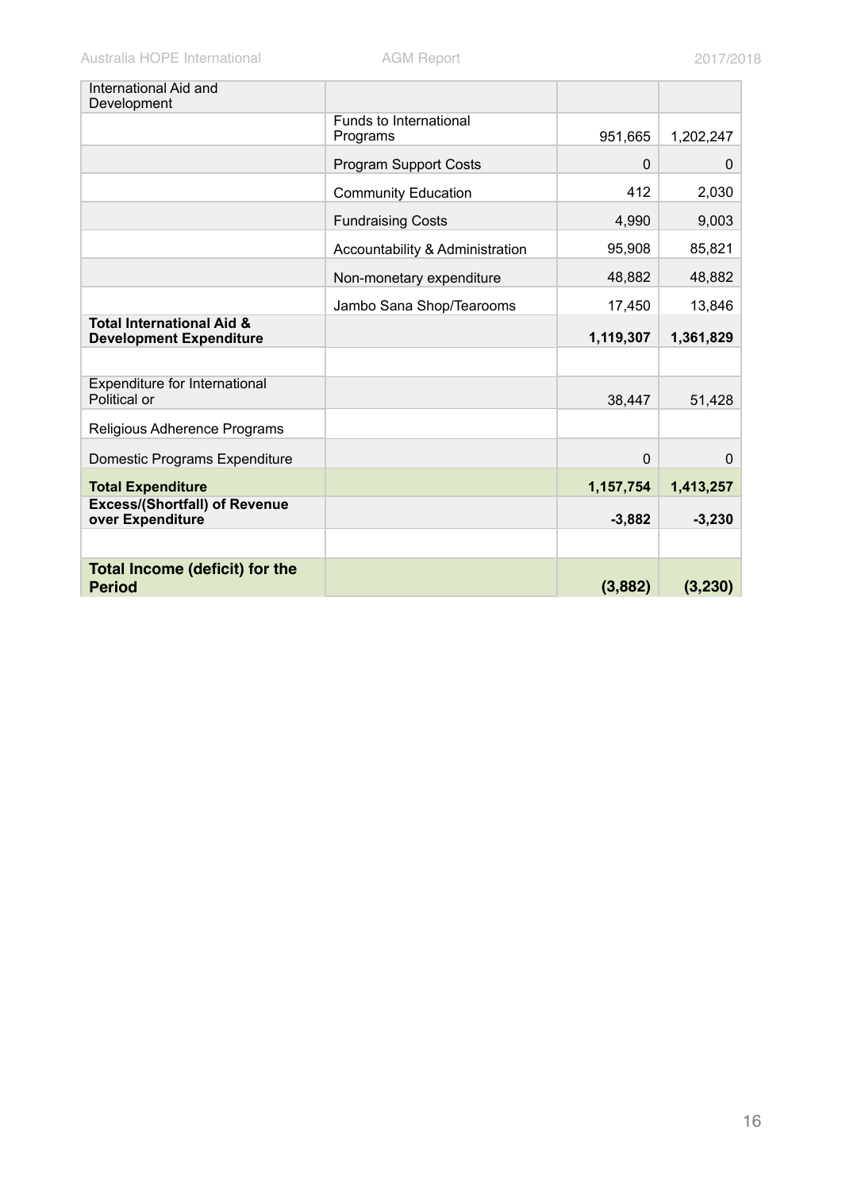| | | | |
|---|---|---|---|
| International Aid and Development | | | |
| | Funds to International Programs | 951,665 | 1,202,247 |
| | Program Support Costs | 0 | 0 |
| | Community Education | 412 | 2,030 |
| | Fundraising Costs | 4,990 | 9,003 |
| | Accountability & Administration | 95,908 | 85,821 |
| | Non-monetary expenditure | 48,882 | 48,882 |
| | Jambo Sana Shop/Tearooms | 17,450 | 13,846 |
| **Total International Aid & Development Expenditure** | | **1,119,307** | **1,361,829** |
| | | | |
| Expenditure for International Political or | | 38,447 | 51,428 |
| Religious Adherence Programs | | | |
| Domestic Programs Expenditure | | 0 | 0 |
| **Total Expenditure** | | **1,157,754** | **1,413,257** |
| **Excess/(Shortfall) of Revenue over Expenditure** | | **-3,882** | **-3,230** |
| | | | |
| **Total Income (deficit) for the Period** | | **(3,882)** | **(3,230)** |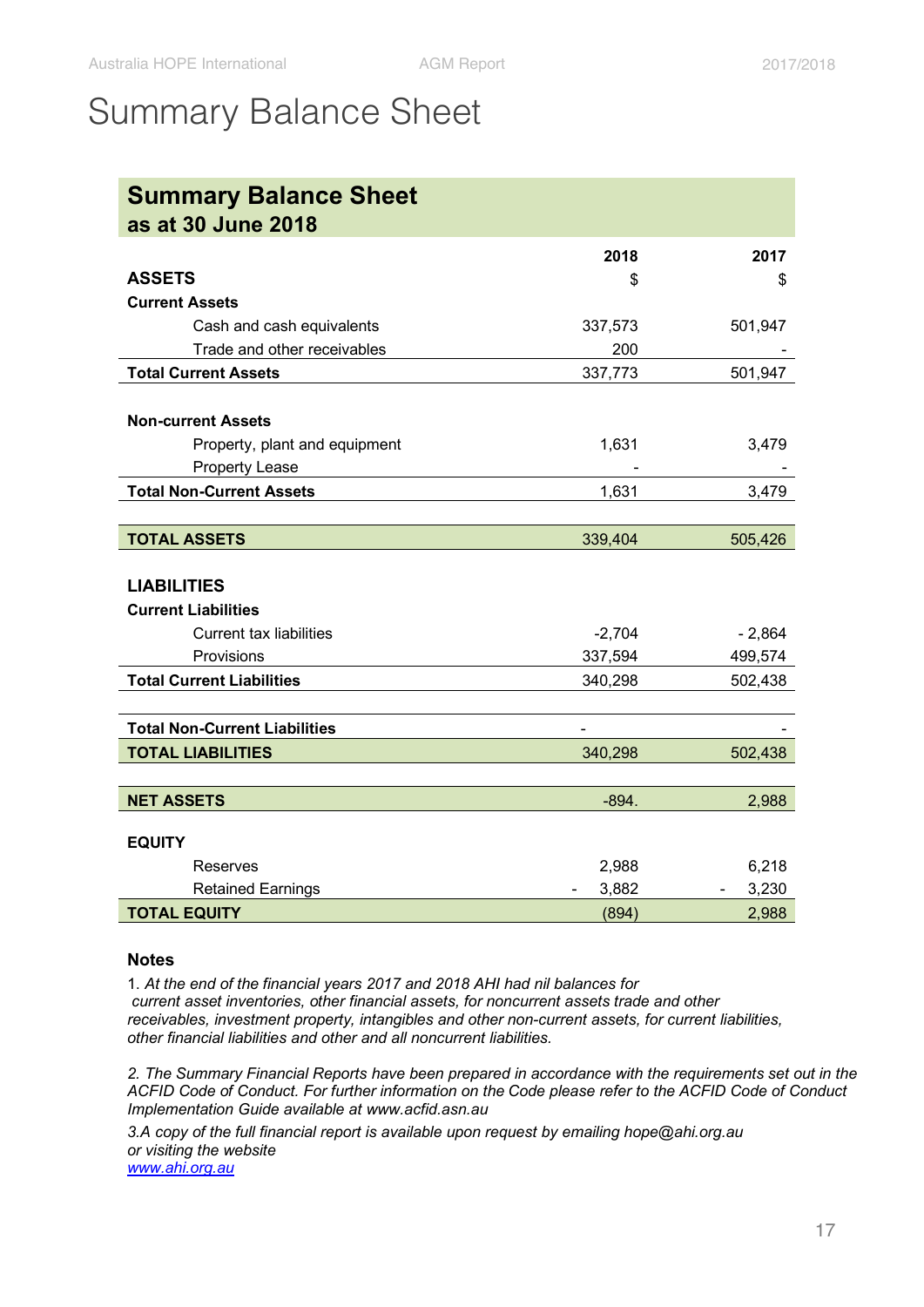# Summary Balance Sheet

| Summary Balance Sheet as at 30 June 2018 | 2018 | 2017 |
|---|---|---|
| **ASSETS** | $ | $ |
| **Current Assets** | | |
| Cash and cash equivalents | 337,573 | 501,947 |
| Trade and other receivables | 200 | - |
| **Total Current Assets** | 337,773 | 501,947 |
| | | |
| **Non-current Assets** | | |
| Property, plant and equipment | 1,631 | 3,479 |
| Property Lease | - | - |
| **Total Non-Current Assets** | 1,631 | 3,479 |
| | | |
| **TOTAL ASSETS** | 339,404 | 505,426 |
| | | |
| **LIABILITIES** | | |
| **Current Liabilities** | | |
| Current tax liabilities | -2,704 | - 2,864 |
| Provisions | 337,594 | 499,574 |
| **Total Current Liabilities** | 340,298 | 502,438 |
| | | |
| **Total Non-Current Liabilities** | - | - |
| **TOTAL LIABILITIES** | 340,298 | 502,438 |
| | | |
| **NET ASSETS** | -894. | 2,988 |
| | | |
| **EQUITY** | | |
| Reserves | 2,988 | 6,218 |
| Retained Earnings | - 3,882 | - 3,230 |
| **TOTAL EQUITY** | (894) | 2,988 |

**Notes**

1. *At the end of the financial years 2017 and 2018 AHI had nil balances for current asset inventories, other financial assets, for noncurrent assets trade and other receivables, investment property, intangibles and other non-current assets, for current liabilities, other financial liabilities and other and all noncurrent liabilities.*

2. *The Summary Financial Reports have been prepared in accordance with the requirements set out in the ACFID Code of Conduct. For further information on the Code please refer to the ACFID Code of Conduct Implementation Guide available at www.acfid.asn.au*

3. *A copy of the full financial report is available upon request by emailing hope@ahi.org.au or visiting the website [www.ahi.org.au](http://www.ahi.org.au)*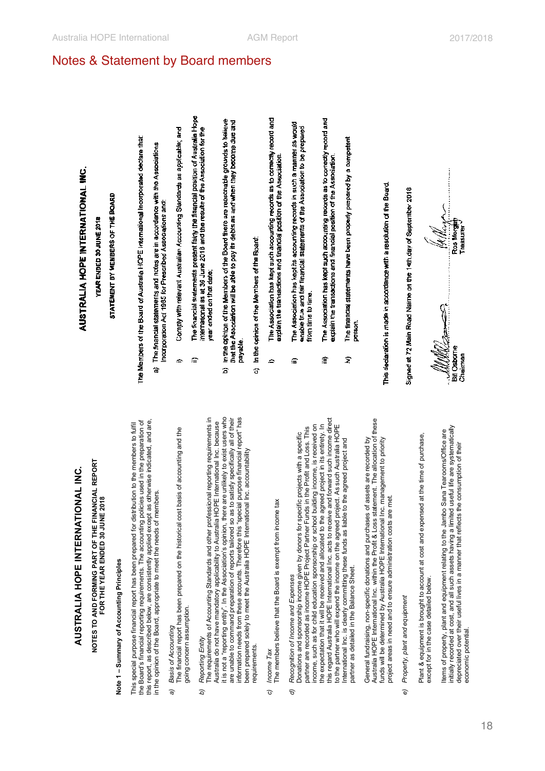# Notes & Statement by Board members

## AUSTRALIA HOPE INTERNATIONAL INC.

**NOTES TO AND FORMING PART OF THE FINANCIAL REPORT FOR THE YEAR ENDED 30 JUNE 2018**

**Note 1 – Summary of Accounting Principles**

This special purpose financial report has been prepared for distribution to the members to fulfil the Board's financial reporting requirements. The accounting policies used in the preparation of this report, as described below, are consistently applied except as otherwise indicated, and are, in the opinion of the Board, appropriate to meet the needs of members.

a) *Basis of Accounting*
The financial report has been prepared on the historical cost basis of accounting and the going concern assumption.

b) *Reporting Entity*
The requirements of Accounting Standards and other professional reporting requirements in Australia do not have mandatory applicability to Australia HOPE International Inc. because it is not a 'reporting entity'. In the Association's opinion, there are unlikely to exist users who are unable to command preparation of reports tailored so as to satisfy specifically all of their information needs from these accounts. Therefore this "special purpose financial report" has been prepared solely to meet the Australia HOPE International Inc. accountability requirements.

c) *Income Tax*
The members believe that the Board is exempt from income tax

d) *Recognition of Income and Expenses*
Donations and sponsorship income given by donors for specific projects with a specific partner are recorded as income HOPE Project Partner Funds in the Profit and Loss. This income, such as for child education sponsorship or school building income, is received on the expectation that it will be received and allocated to the agreed project in its entirety. In this regard Australia HOPE International Inc. acts to receive and forward such income direct to the partner who will expend the income on the agreed project. As such Australia HOPE International Inc. is clearly committing these funds as liable to the agreed project and partner as detailed in the Balance Sheet.

General fundraising, non-specific donations and purchases of assets are recorded by Australia HOPE International Inc. within the Profit & Loss statement. The allocation of these funds will be determined by Australia HOPE International Inc. management to priority project areas in need and to ensure administration costs are met.

e) *Property, plant and equipment*

Plant & equipment is brought to account at cost and expensed at the time of purchase, except for in the case detailed below.

Items of property, plant and equipment relating to the Jambo Sana Tearooms/Office are initially recorded at cost, and all such assets having a limited useful life are systematically depreciated over their useful lives in a manner that reflects the consumption of their economic potential.

## AUSTRALIA HOPE INTERNATIONAL INC.

**YEAR ENDED 30 JUNE 2018**

**STATEMENT BY MEMBERS OF THE BOARD**

The Members of the Board of Australia HOPE International Incorporated declare that:

a) The financial statements and notes are in accordance with the Associations Incorporation Act 1985 for Prescribed Associations and:

i) Comply with relevant Australian Accounting Standards as applicable; and

ii) The financial statements present fairly the financial position of Australia Hope International as at 30 June 2018 and the results of the Association for the year ended on that date;

b) In the opinion of the Members of the Board there are reasonable grounds to believe that the Association will be able to pay its debts as and when they become due and payable.

c) In the opinion of the Members of the Board:

i) The Association has kept such accounting records as to correctly record and explain the transactions and financial position of the Association.

ii) The Association has kept its accounting records in such a manner as would enable true and fair financial statements of the Association to be prepared from time to time.

iii) The Association has kept such accounting records as to correctly record and explain the transactions and financial position of the Association.

iv) The financial statements have been properly prepared by a competent person.

This declaration is made in accordance with a resolution of the Board.

Signed at 72 Main Road Nairne on the 14th day of September 2018

Bill Osborne
Chairman

Ros Morgan
Treasurer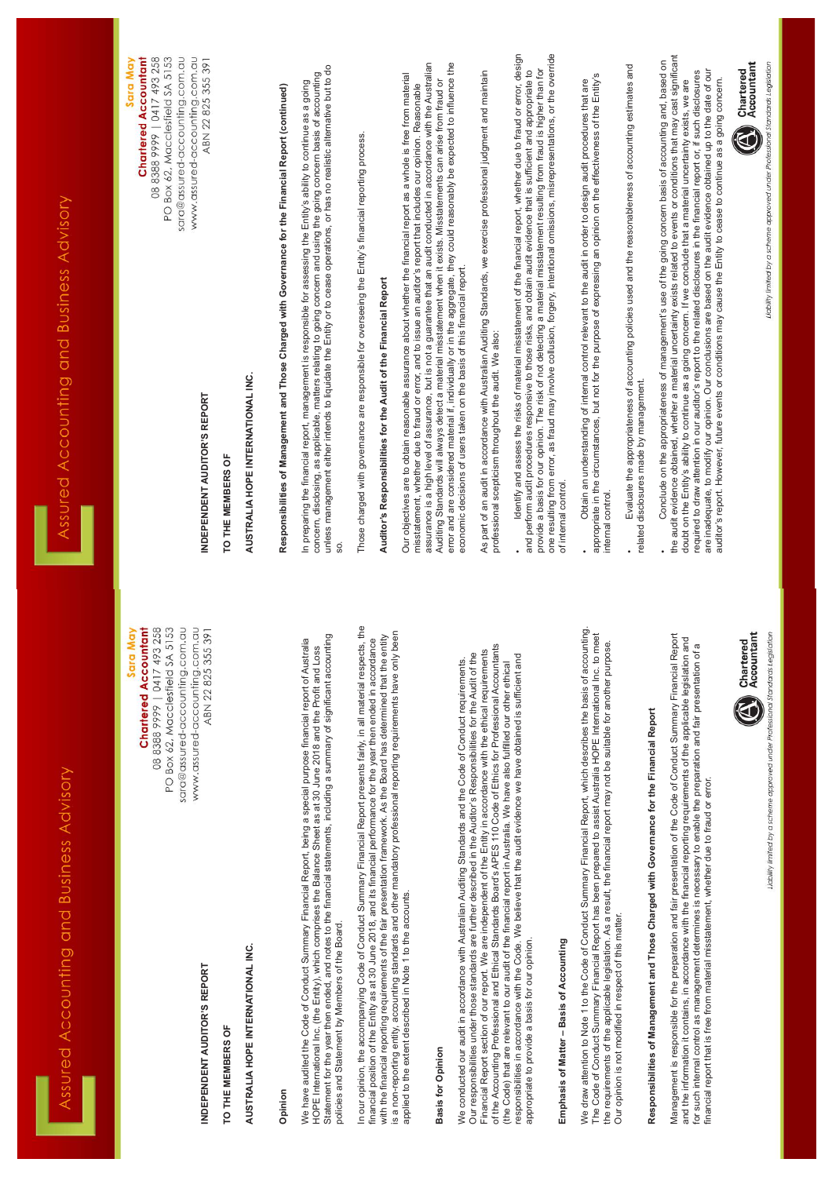Assured Accounting and Business Advisory

**Sara May**
**Chartered Accountant**
08 8388 9999 | 0417 493 258
PO Box 62, Macclesfield SA 5153
sara@assured-accounting.com.au
www.assured-accounting.com.au
ABN 22 825 355 391

**INDEPENDENT AUDITOR'S REPORT**

**TO THE MEMBERS OF**

**AUSTRALIA HOPE INTERNATIONAL INC.**

**Opinion**

We have audited the Code of Conduct Summary Financial Report, being a special purpose financial report of Australia HOPE International Inc. (the Entity), which comprises the Balance Sheet as at 30 June 2018 and the Profit and Loss Statement for the year then ended, and notes to the financial statements, including a summary of significant accounting policies and Statement by Members of the Board.

In our opinion, the accompanying Code of Conduct Summary Financial Report presents fairly, in all material respects, the financial position of the Entity as at 30 June 2018, and its financial performance for the year then ended in accordance with the financial reporting requirements of the fair presentation framework. As the Board has determined that the entity is a non-reporting entity, accounting standards and other mandatory professional reporting requirements have only been applied to the extent described in Note 1 to the accounts.

**Basis for Opinion**

We conducted our audit in accordance with Australian Auditing Standards and the Code of Conduct requirements. Our responsibilities under those standards are further described in the Auditor's Responsibilities for the Audit of the Financial Report section of our report. We are independent of the Entity in accordance with the ethical requirements of the Accounting Professional and Ethical Standards Board's APES 110 Code of Ethics for Professional Accountants (the Code) that are relevant to our audit of the financial report in Australia. We have also fulfilled our other ethical responsibilities in accordance with the Code. We believe that the audit evidence we have obtained is sufficient and appropriate to provide a basis for our opinion.

**Emphasis of Matter – Basis of Accounting**

We draw attention to Note 1 to the Code of Conduct Summary Financial Report, which describes the basis of accounting. The Code of Conduct Summary Financial Report has been prepared to assist Australia HOPE International Inc. to meet the requirements of the applicable legislation. As a result, the financial report may not be suitable for another purpose. Our opinion is not modified in respect of this matter.

**Responsibilities of Management and Those Charged with Governance for the Financial Report**

Management is responsible for the preparation and fair presentation of the Code of Conduct Summary Financial Report and the information it contains, in accordance with the financial reporting requirements of the applicable legislation and for such internal control as management determines is necessary to enable the preparation and fair presentation of a financial report that is free from material misstatement, whether due to fraud or error.

Chartered Accountant

*Liability limited by a scheme approved under Professional Standards Legislation*

Assured Accounting and Business Advisory

**Sara May**
**Chartered Accountant**
08 8388 9999 | 0417 493 258
PO Box 62, Macclesfield SA 5153
sara@assured-accounting.com.au
www.assured-accounting.com.au
ABN 22 825 355 391

**INDEPENDENT AUDITOR'S REPORT**

**TO THE MEMBERS OF**

**AUSTRALIA HOPE INTERNATIONAL INC.**

**Responsibilities of Management and Those Charged with Governance for the Financial Report (continued)**

In preparing the financial report, management is responsible for assessing the Entity's ability to continue as a going concern, disclosing, as applicable, matters relating to going concern and using the going concern basis of accounting unless management either intends to liquidate the Entity or to cease operations, or has no realistic alternative but to do so.

Those charged with governance are responsible for overseeing the Entity's financial reporting process.

**Auditor's Responsibilities for the Audit of the Financial Report**

Our objectives are to obtain reasonable assurance about whether the financial report as a whole is free from material misstatement, whether due to fraud or error, and to issue an auditor's report that includes our opinion. Reasonable assurance is a high level of assurance, but is not a guarantee that an audit conducted in accordance with the Australian Auditing Standards will always detect a material misstatement when it exists. Misstatements can arise from fraud or error and are considered material if, individually or in the aggregate, they could reasonably be expected to influence the economic decisions of users taken on the basis of this financial report.

As part of an audit in accordance with Australian Auditing Standards, we exercise professional judgment and maintain professional scepticism throughout the audit. We also:

- Identify and assess the risks of material misstatement of the financial report, whether due to fraud or error, design and perform audit procedures responsive to those risks, and obtain audit evidence that is sufficient and appropriate to provide a basis for our opinion. The risk of not detecting a material misstatement resulting from fraud is higher than for one resulting from error, as fraud may involve collusion, forgery, intentional omissions, misrepresentations, or the override of internal control.
- Obtain an understanding of internal control relevant to the audit in order to design audit procedures that are appropriate in the circumstances, but not for the purpose of expressing an opinion on the effectiveness of the Entity's internal control.
- Evaluate the appropriateness of accounting policies used and the reasonableness of accounting estimates and related disclosures made by management.
- Conclude on the appropriateness of management's use of the going concern basis of accounting and, based on the audit evidence obtained, whether a material uncertainty exists related to events or conditions that may cast significant doubt on the Entity's ability to continue as a going concern. If we conclude that a material uncertainty exists, we are required to draw attention in our auditor's report to the related disclosures in the financial report or, if such disclosures are inadequate, to modify our opinion. Our conclusions are based on the audit evidence obtained up to the date of our auditor's report. However, future events or conditions may cause the Entity to cease to continue as a going concern.

Chartered Accountant

*Liability limited by a scheme approved under Professional Standards Legislation*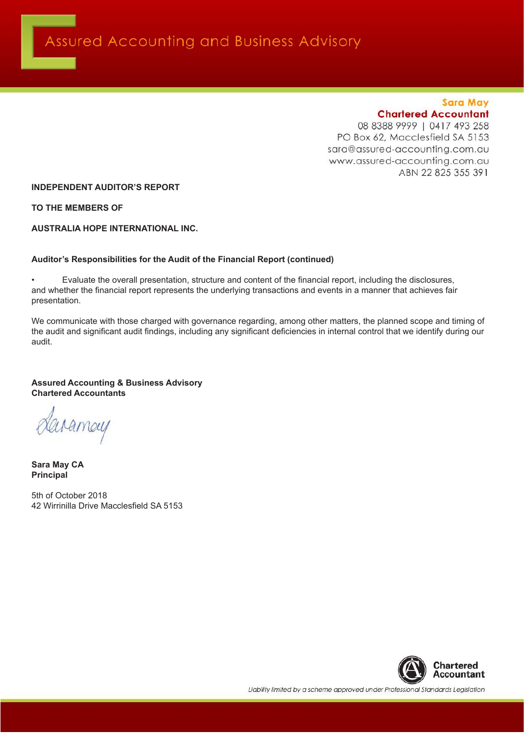Assured Accounting and Business Advisory

**Sara May**
**Chartered Accountant**
08 8388 9999 | 0417 493 258
PO Box 62, Macclesfield SA 5153
sara@assured-accounting.com.au
www.assured-accounting.com.au
ABN 22 825 355 391

**INDEPENDENT AUDITOR'S REPORT**

**TO THE MEMBERS OF**

**AUSTRALIA HOPE INTERNATIONAL INC.**

**Auditor's Responsibilities for the Audit of the Financial Report (continued)**

- Evaluate the overall presentation, structure and content of the financial report, including the disclosures, and whether the financial report represents the underlying transactions and events in a manner that achieves fair presentation.

We communicate with those charged with governance regarding, among other matters, the planned scope and timing of the audit and significant audit findings, including any significant deficiencies in internal control that we identify during our audit.

**Assured Accounting & Business Advisory**
**Chartered Accountants**

**Sara May CA**
**Principal**

5th of October 2018
42 Wirrinilla Drive Macclesfield SA 5153

Chartered Accountant

*Liability limited by a scheme approved under Professional Standards Legislation*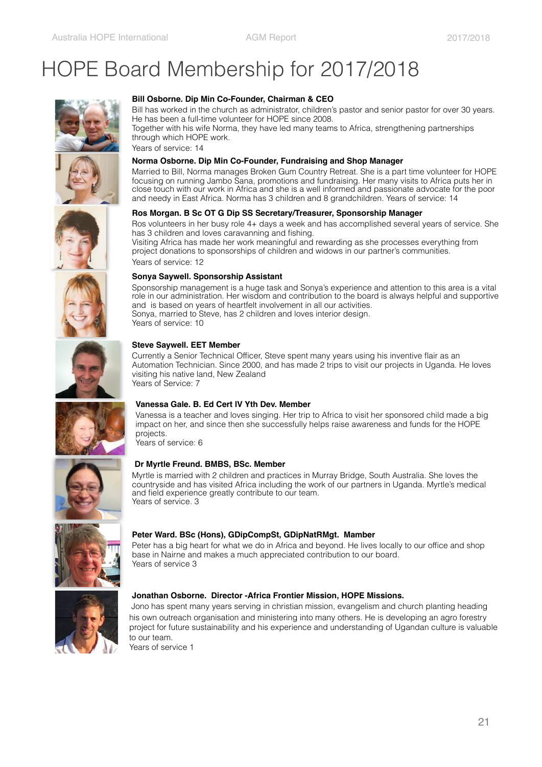# HOPE Board Membership for 2017/2018

**Bill Osborne. Dip Min Co-Founder, Chairman & CEO**

Bill has worked in the church as administrator, children's pastor and senior pastor for over 30 years. He has been a full-time volunteer for HOPE since 2008.

Together with his wife Norma, they have led many teams to Africa, strengthening partnerships through which HOPE work.

Years of service: 14

**Norma Osborne. Dip Min Co-Founder, Fundraising and Shop Manager**

Married to Bill, Norma manages Broken Gum Country Retreat. She is a part time volunteer for HOPE focusing on running Jambo Sana, promotions and fundraising. Her many visits to Africa puts her in close touch with our work in Africa and she is a well informed and passionate advocate for the poor and needy in East Africa. Norma has 3 children and 8 grandchildren. Years of service: 14

**Ros Morgan. B Sc OT G Dip SS Secretary/Treasurer, Sponsorship Manager**

Ros volunteers in her busy role 4+ days a week and has accomplished several years of service. She has 3 children and loves caravanning and fishing.

Visiting Africa has made her work meaningful and rewarding as she processes everything from project donations to sponsorships of children and widows in our partner's communities.

Years of service: 12

**Sonya Saywell. Sponsorship Assistant**

Sponsorship management is a huge task and Sonya's experience and attention to this area is a vital role in our administration. Her wisdom and contribution to the board is always helpful and supportive and is based on years of heartfelt involvement in all our activities.

Sonya, married to Steve, has 2 children and loves interior design.

Years of service: 10

**Steve Saywell. EET Member**

Currently a Senior Technical Officer, Steve spent many years using his inventive flair as an Automation Technician. Since 2000, and has made 2 trips to visit our projects in Uganda. He loves visiting his native land, New Zealand

Years of Service: 7

**Vanessa Gale. B. Ed Cert IV Yth Dev. Member**

Vanessa is a teacher and loves singing. Her trip to Africa to visit her sponsored child made a big impact on her, and since then she successfully helps raise awareness and funds for the HOPE projects.

Years of service: 6

**Dr Myrtle Freund. BMBS, BSc. Member**

Myrtle is married with 2 children and practices in Murray Bridge, South Australia. She loves the countryside and has visited Africa including the work of our partners in Uganda. Myrtle's medical and field experience greatly contribute to our team.

Years of service. 3

**Peter Ward. BSc (Hons), GDipCompSt, GDipNatRMgt. Mamber**

Peter has a big heart for what we do in Africa and beyond. He lives locally to our office and shop base in Nairne and makes a much appreciated contribution to our board.

Years of service 3

**Jonathan Osborne. Director -Africa Frontier Mission, HOPE Missions.**

Jono has spent many years serving in christian mission, evangelism and church planting heading his own outreach organisation and ministering into many others. He is developing an agro forestry project for future sustainability and his experience and understanding of Ugandan culture is valuable to our team.

Years of service 1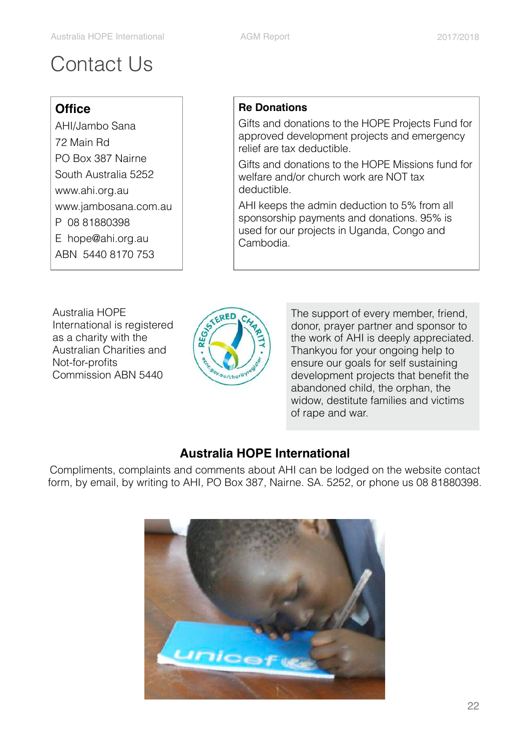# Contact Us

**Office**

AHI/Jambo Sana
72 Main Rd
PO Box 387 Nairne
South Australia 5252
www.ahi.org.au
www.jambosana.com.au
P 08 81880398
E hope@ahi.org.au
ABN 5440 8170 753

**Re Donations**

Gifts and donations to the HOPE Projects Fund for approved development projects and emergency relief are tax deductible.

Gifts and donations to the HOPE Missions fund for welfare and/or church work are NOT tax deductible.

AHI keeps the admin deduction to 5% from all sponsorship payments and donations. 95% is used for our projects in Uganda, Congo and Cambodia.

Australia HOPE International is registered as a charity with the Australian Charities and Not-for-profits Commission ABN 5440

The support of every member, friend, donor, prayer partner and sponsor to the work of AHI is deeply appreciated. Thankyou for your ongoing help to ensure our goals for self sustaining development projects that benefit the abandoned child, the orphan, the widow, destitute families and victims of rape and war.

## Australia HOPE International

Compliments, complaints and comments about AHI can be lodged on the website contact form, by email, by writing to AHI, PO Box 387, Nairne. SA. 5252, or phone us 08 81880398.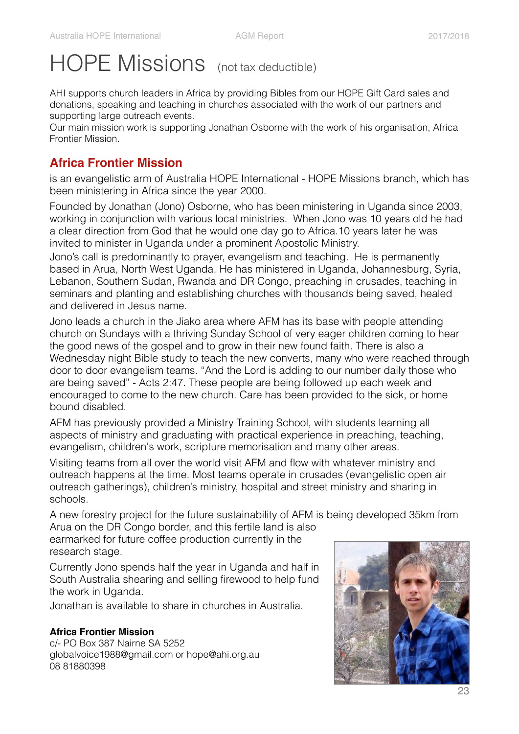# HOPE Missions (not tax deductible)

AHI supports church leaders in Africa by providing Bibles from our HOPE Gift Card sales and donations, speaking and teaching in churches associated with the work of our partners and supporting large outreach events.
Our main mission work is supporting Jonathan Osborne with the work of his organisation, Africa Frontier Mission.

## Africa Frontier Mission

is an evangelistic arm of Australia HOPE International - HOPE Missions branch, which has been ministering in Africa since the year 2000.

Founded by Jonathan (Jono) Osborne, who has been ministering in Uganda since 2003, working in conjunction with various local ministries. When Jono was 10 years old he had a clear direction from God that he would one day go to Africa.10 years later he was invited to minister in Uganda under a prominent Apostolic Ministry.
Jono's call is predominantly to prayer, evangelism and teaching. He is permanently based in Arua, North West Uganda. He has ministered in Uganda, Johannesburg, Syria, Lebanon, Southern Sudan, Rwanda and DR Congo, preaching in crusades, teaching in seminars and planting and establishing churches with thousands being saved, healed and delivered in Jesus name.

Jono leads a church in the Jiako area where AFM has its base with people attending church on Sundays with a thriving Sunday School of very eager children coming to hear the good news of the gospel and to grow in their new found faith. There is also a Wednesday night Bible study to teach the new converts, many who were reached through door to door evangelism teams. "And the Lord is adding to our number daily those who are being saved" - Acts 2:47. These people are being followed up each week and encouraged to come to the new church. Care has been provided to the sick, or home bound disabled.

AFM has previously provided a Ministry Training School, with students learning all aspects of ministry and graduating with practical experience in preaching, teaching, evangelism, children's work, scripture memorisation and many other areas.

Visiting teams from all over the world visit AFM and flow with whatever ministry and outreach happens at the time. Most teams operate in crusades (evangelistic open air outreach gatherings), children's ministry, hospital and street ministry and sharing in schools.

A new forestry project for the future sustainability of AFM is being developed 35km from Arua on the DR Congo border, and this fertile land is also earmarked for future coffee production currently in the research stage.

Currently Jono spends half the year in Uganda and half in South Australia shearing and selling firewood to help fund the work in Uganda.
Jonathan is available to share in churches in Australia.

**Africa Frontier Mission**
c/- PO Box 387 Nairne SA 5252
globalvoice1988@gmail.com or hope@ahi.org.au
08 81880398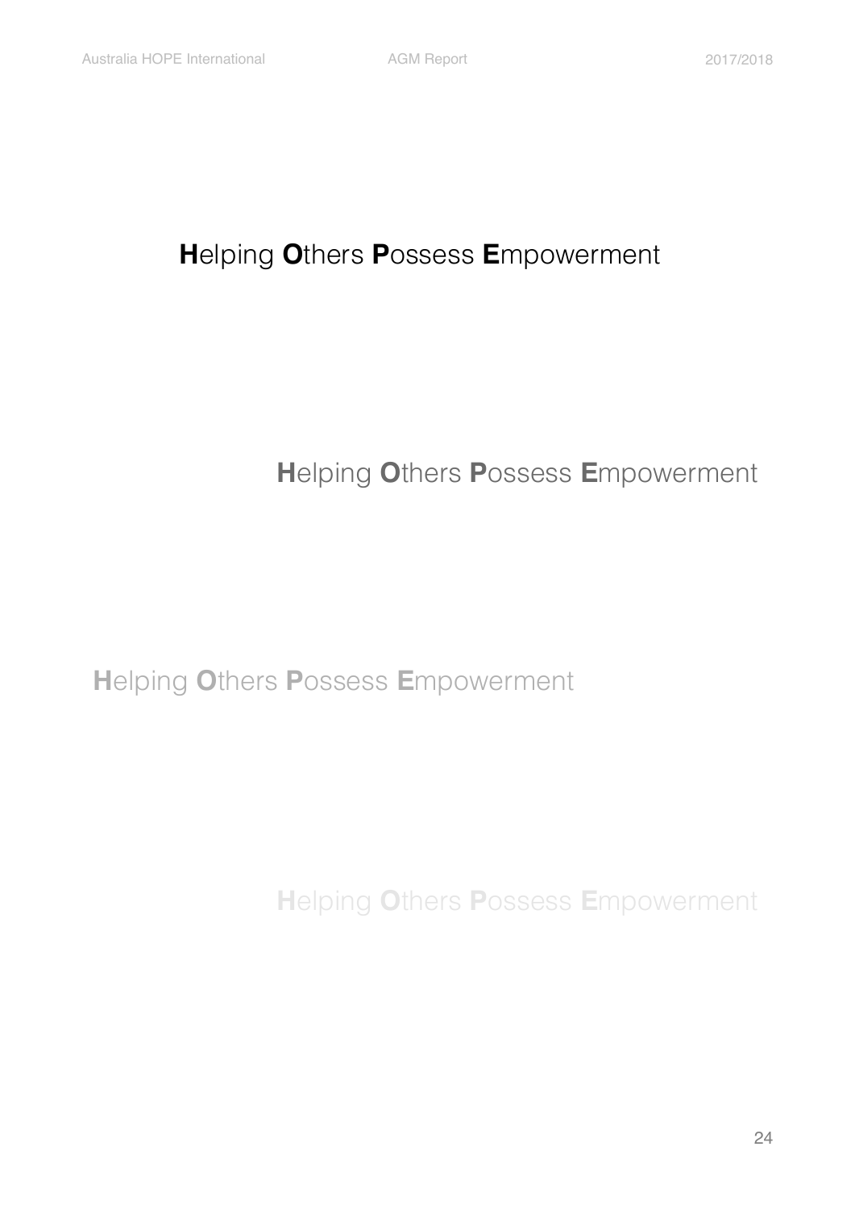**H**elping **O**thers **P**ossess **E**mpowerment

**H**elping **O**thers **P**ossess **E**mpowerment

**H**elping **O**thers **P**ossess **E**mpowerment

**H**elping **O**thers **P**ossess **E**mpowerment